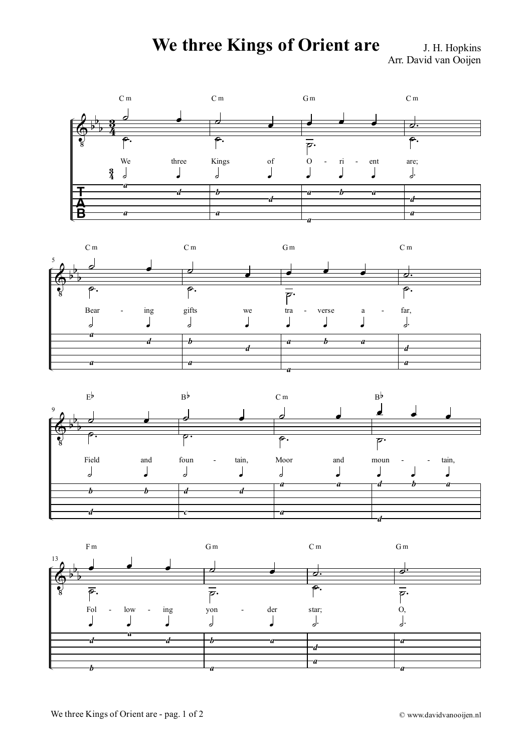# We three Kings of Orient are

J. H. Hopkins
Arr. David van Ooijen

C m — C m — G m — C m

We three Kings of O - ri - ent are;

C m — C m — G m — C m

Bear - ing gifts we tra - verse a - far,

E♭ — B♭ — C m — B♭

Field and foun - tain, Moor and moun - - tain,

F m — G m — C m — G m

Fol - low - ing yon - der star; O,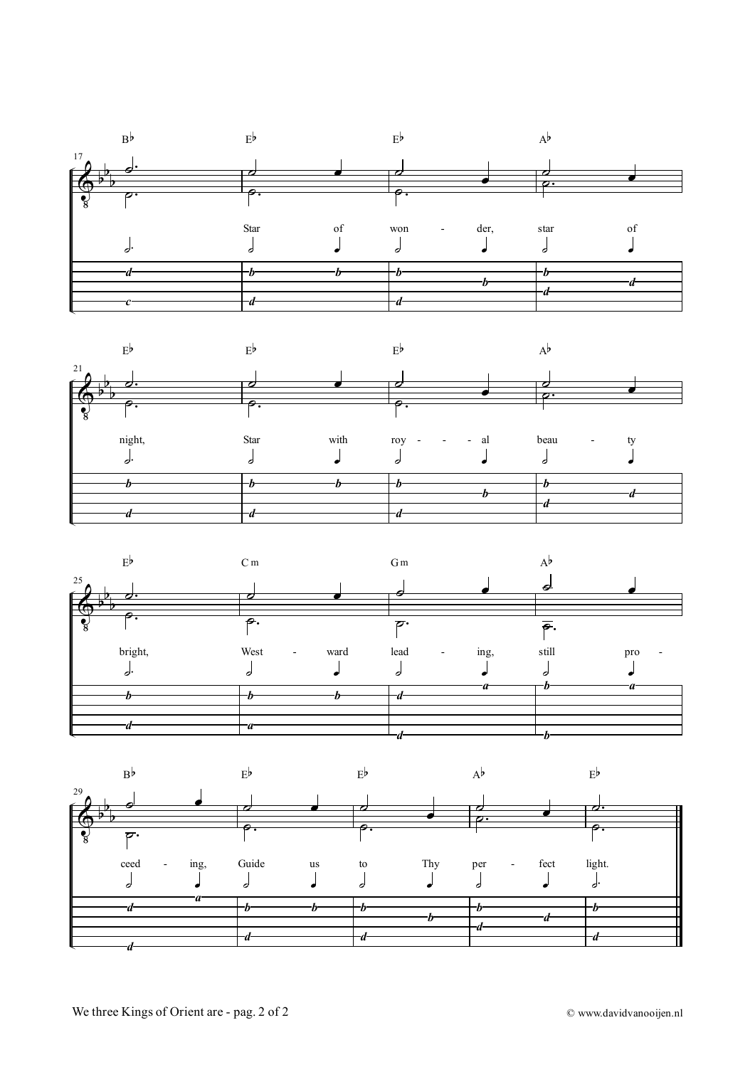17

B♭ E♭ E♭ A♭

Star of won - der, star of

21

E♭ E♭ E♭ A♭

night, Star with roy - - - al beau - ty

25

E♭ Cm Gm A♭

bright, West - ward lead - ing, still pro -

29

B♭ E♭ E♭ A♭ E♭

ceed - ing, Guide us to Thy per - fect light.